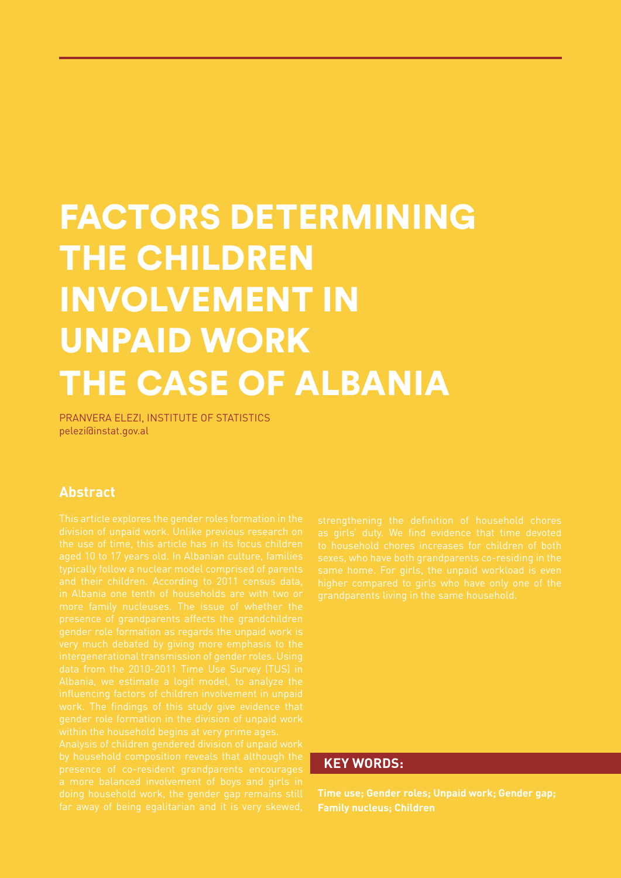# FACTORS DETERMINING THE CHILDREN INVOLVEMENT IN UNPAID WORK THE CASE OF ALBANIA

PRANVERA ELEZI, INSTITUTE OF STATISTICS
pelezi@instat.gov.al

## Abstract

This article explores the gender roles formation in the division of unpaid work. Unlike previous research on the use of time, this article has in its focus children aged 10 to 17 years old. In Albanian culture, families typically follow a nuclear model comprised of parents and their children. According to 2011 census data, in Albania one tenth of households are with two or more family nucleuses. The issue of whether the presence of grandparents affects the grandchildren gender role formation as regards the unpaid work is very much debated by giving more emphasis to the intergenerational transmission of gender roles. Using data from the 2010-2011 Time Use Survey (TUS) in Albania, we estimate a logit model, to analyze the influencing factors of children involvement in unpaid work. The findings of this study give evidence that gender role formation in the division of unpaid work within the household begins at very prime ages.

Analysis of children gendered division of unpaid work by household composition reveals that although the presence of co-resident grandparents encourages a more balanced involvement of boys and girls in doing household work, the gender gap remains still far away of being egalitarian and it is very skewed, strengthening the definition of household chores as girls' duty. We find evidence that time devoted to household chores increases for children of both sexes, who have both grandparents co-residing in the same home. For girls, the unpaid workload is even higher compared to girls who have only one of the grandparents living in the same household.

## KEY WORDS:

**Time use; Gender roles; Unpaid work; Gender gap; Family nucleus; Children**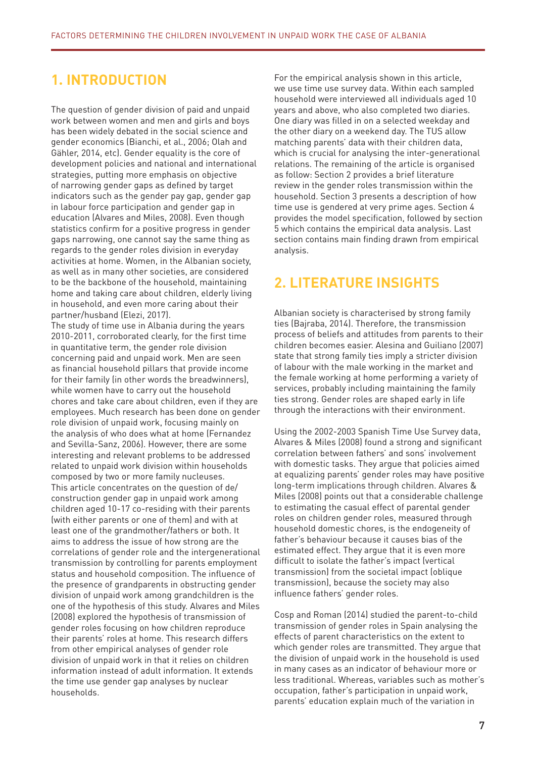## 1. INTRODUCTION

The question of gender division of paid and unpaid work between women and men and girls and boys has been widely debated in the social science and gender economics (Bianchi, et al., 2006; Olah and Gähler, 2014, etc). Gender equality is the core of development policies and national and international strategies, putting more emphasis on objective of narrowing gender gaps as defined by target indicators such as the gender pay gap, gender gap in labour force participation and gender gap in education (Alvares and Miles, 2008). Even though statistics confirm for a positive progress in gender gaps narrowing, one cannot say the same thing as regards to the gender roles division in everyday activities at home. Women, in the Albanian society, as well as in many other societies, are considered to be the backbone of the household, maintaining home and taking care about children, elderly living in household, and even more caring about their partner/husband (Elezi, 2017).

The study of time use in Albania during the years 2010-2011, corroborated clearly, for the first time in quantitative term, the gender role division concerning paid and unpaid work. Men are seen as financial household pillars that provide income for their family (in other words the breadwinners), while women have to carry out the household chores and take care about children, even if they are employees. Much research has been done on gender role division of unpaid work, focusing mainly on the analysis of who does what at home (Fernandez and Sevilla-Sanz, 2006). However, there are some interesting and relevant problems to be addressed related to unpaid work division within households composed by two or more family nucleuses.

This article concentrates on the question of de/construction gender gap in unpaid work among children aged 10-17 co-residing with their parents (with either parents or one of them) and with at least one of the grandmother/fathers or both. It aims to address the issue of how strong are the correlations of gender role and the intergenerational transmission by controlling for parents employment status and household composition. The influence of the presence of grandparents in obstructing gender division of unpaid work among grandchildren is the one of the hypothesis of this study. Alvares and Miles (2008) explored the hypothesis of transmission of gender roles focusing on how children reproduce their parents' roles at home. This research differs from other empirical analyses of gender role division of unpaid work in that it relies on children information instead of adult information. It extends the time use gender gap analyses by nuclear households.

For the empirical analysis shown in this article, we use time use survey data. Within each sampled household were interviewed all individuals aged 10 years and above, who also completed two diaries. One diary was filled in on a selected weekday and the other diary on a weekend day. The TUS allow matching parents' data with their children data, which is crucial for analysing the inter-generational relations. The remaining of the article is organised as follow: Section 2 provides a brief literature review in the gender roles transmission within the household. Section 3 presents a description of how time use is gendered at very prime ages. Section 4 provides the model specification, followed by section 5 which contains the empirical data analysis. Last section contains main finding drawn from empirical analysis.

## 2. LITERATURE INSIGHTS

Albanian society is characterised by strong family ties (Bajraba, 2014). Therefore, the transmission process of beliefs and attitudes from parents to their children becomes easier. Alesina and Guiliano (2007) state that strong family ties imply a stricter division of labour with the male working in the market and the female working at home performing a variety of services, probably including maintaining the family ties strong. Gender roles are shaped early in life through the interactions with their environment.

Using the 2002-2003 Spanish Time Use Survey data, Alvares & Miles (2008) found a strong and significant correlation between fathers' and sons' involvement with domestic tasks. They argue that policies aimed at equalizing parents' gender roles may have positive long-term implications through children. Alvares & Miles (2008) points out that a considerable challenge to estimating the casual effect of parental gender roles on children gender roles, measured through household domestic chores, is the endogeneity of father's behaviour because it causes bias of the estimated effect. They argue that it is even more difficult to isolate the father's impact (vertical transmission) from the societal impact (oblique transmission), because the society may also influence fathers' gender roles.

Cosp and Roman (2014) studied the parent-to-child transmission of gender roles in Spain analysing the effects of parent characteristics on the extent to which gender roles are transmitted. They argue that the division of unpaid work in the household is used in many cases as an indicator of behaviour more or less traditional. Whereas, variables such as mother's occupation, father's participation in unpaid work, parents' education explain much of the variation in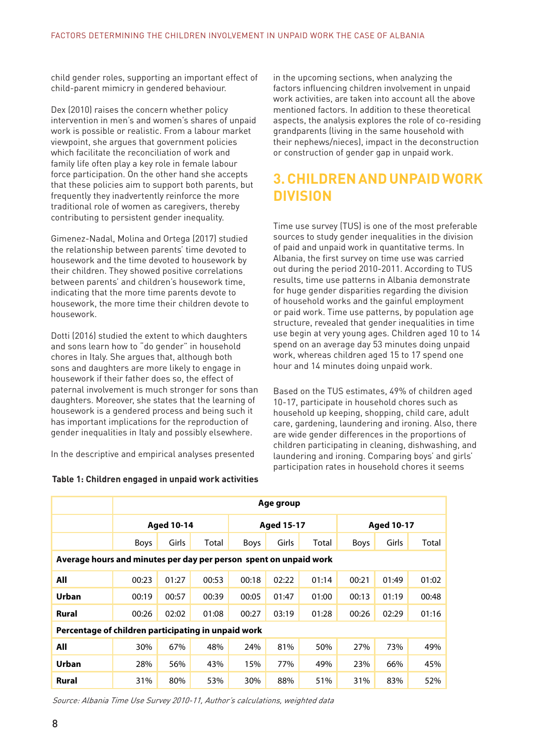child gender roles, supporting an important effect of child-parent mimicry in gendered behaviour.

Dex (2010) raises the concern whether policy intervention in men's and women's shares of unpaid work is possible or realistic. From a labour market viewpoint, she argues that government policies which facilitate the reconciliation of work and family life often play a key role in female labour force participation. On the other hand she accepts that these policies aim to support both parents, but frequently they inadvertently reinforce the more traditional role of women as caregivers, thereby contributing to persistent gender inequality.

Gimenez-Nadal, Molina and Ortega (2017) studied the relationship between parents' time devoted to housework and the time devoted to housework by their children. They showed positive correlations between parents' and children's housework time, indicating that the more time parents devote to housework, the more time their children devote to housework.

Dotti (2016) studied the extent to which daughters and sons learn how to "do gender" in household chores in Italy. She argues that, although both sons and daughters are more likely to engage in housework if their father does so, the effect of paternal involvement is much stronger for sons than daughters. Moreover, she states that the learning of housework is a gendered process and being such it has important implications for the reproduction of gender inequalities in Italy and possibly elsewhere.

In the descriptive and empirical analyses presented in the upcoming sections, when analyzing the factors influencing children involvement in unpaid work activities, are taken into account all the above mentioned factors. In addition to these theoretical aspects, the analysis explores the role of co-residing grandparents (living in the same household with their nephews/nieces), impact in the deconstruction or construction of gender gap in unpaid work.

# 3. CHILDREN AND UNPAID WORK DIVISION

Time use survey (TUS) is one of the most preferable sources to study gender inequalities in the division of paid and unpaid work in quantitative terms. In Albania, the first survey on time use was carried out during the period 2010-2011. According to TUS results, time use patterns in Albania demonstrate for huge gender disparities regarding the division of household works and the gainful employment or paid work. Time use patterns, by population age structure, revealed that gender inequalities in time use begin at very young ages. Children aged 10 to 14 spend on an average day 53 minutes doing unpaid work, whereas children aged 15 to 17 spend one hour and 14 minutes doing unpaid work.

Based on the TUS estimates, 49% of children aged 10-17, participate in household chores such as household up keeping, shopping, child care, adult care, gardening, laundering and ironing. Also, there are wide gender differences in the proportions of children participating in cleaning, dishwashing, and laundering and ironing. Comparing boys' and girls' participation rates in household chores it seems

**Table 1: Children engaged in unpaid work activities**

| | Age group | | | | | | | | |
|---|---|---|---|---|---|---|---|---|---|
| | Aged 10-14 | | | Aged 15-17 | | | Aged 10-17 | | |
| | Boys | Girls | Total | Boys | Girls | Total | Boys | Girls | Total |
| **Average hours and minutes per day per person spent on unpaid work** | | | | | | | | | |
| **All** | 00:23 | 01:27 | 00:53 | 00:18 | 02:22 | 01:14 | 00:21 | 01:49 | 01:02 |
| **Urban** | 00:19 | 00:57 | 00:39 | 00:05 | 01:47 | 01:00 | 00:13 | 01:19 | 00:48 |
| **Rural** | 00:26 | 02:02 | 01:08 | 00:27 | 03:19 | 01:28 | 00:26 | 02:29 | 01:16 |
| **Percentage of children participating in unpaid work** | | | | | | | | | |
| **All** | 30% | 67% | 48% | 24% | 81% | 50% | 27% | 73% | 49% |
| **Urban** | 28% | 56% | 43% | 15% | 77% | 49% | 23% | 66% | 45% |
| **Rural** | 31% | 80% | 53% | 30% | 88% | 51% | 31% | 83% | 52% |

*Source: Albania Time Use Survey 2010-11, Author's calculations, weighted data*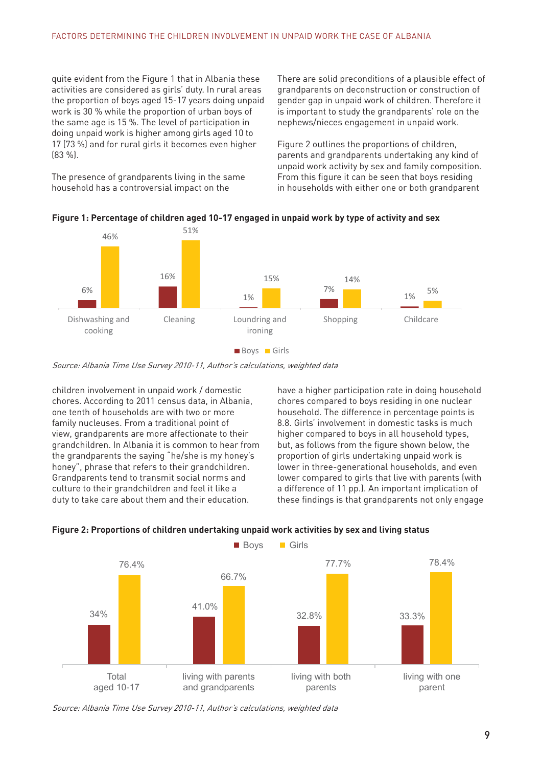quite evident from the Figure 1 that in Albania these activities are considered as girls' duty. In rural areas the proportion of boys aged 15-17 years doing unpaid work is 30 % while the proportion of urban boys of the same age is 15 %. The level of participation in doing unpaid work is higher among girls aged 10 to 17 (73 %) and for rural girls it becomes even higher (83 %).

The presence of grandparents living in the same household has a controversial impact on the children involvement in unpaid work / domestic chores. According to 2011 census data, in Albania, one tenth of households are with two or more family nucleuses. From a traditional point of view, grandparents are more affectionate to their grandchildren. In Albania it is common to hear from the grandparents the saying "he/she is my honey's honey", phrase that refers to their grandchildren. Grandparents tend to transmit social norms and culture to their grandchildren and feel it like a duty to take care about them and their education.

There are solid preconditions of a plausible effect of grandparents on deconstruction or construction of gender gap in unpaid work of children. Therefore it is important to study the grandparents' role on the nephews/nieces engagement in unpaid work.

Figure 2 outlines the proportions of children, parents and grandparents undertaking any kind of unpaid work activity by sex and family composition. From this figure it can be seen that boys residing in households with either one or both grandparent have a higher participation rate in doing household chores compared to boys residing in one nuclear household. The difference in percentage points is 8.8. Girls' involvement in domestic tasks is much higher compared to boys in all household types, but, as follows from the figure shown below, the proportion of girls undertaking unpaid work is lower in three-generational households, and even lower compared to girls that live with parents (with a difference of 11 pp.). An important implication of these findings is that grandparents not only engage

**Figure 1: Percentage of children aged 10-17 engaged in unpaid work by type of activity and sex**

| | Dishwashing and cooking | Cleaning | Loundring and ironing | Shopping | Childcare |
|---|---|---|---|---|---|
| Boys | 6% | 16% | 1% | 7% | 1% |
| Girls | 46% | 51% | 15% | 14% | 5% |

*Source: Albania Time Use Survey 2010-11, Author's calculations, weighted data*

**Figure 2: Proportions of children undertaking unpaid work activities by sex and living status**

| | Total aged 10-17 | living with parents and grandparents | living with both parents | living with one parent |
|---|---|---|---|---|
| Boys | 34% | 41.0% | 32.8% | 33.3% |
| Girls | 76.4% | 66.7% | 77.7% | 78.4% |

*Source: Albania Time Use Survey 2010-11, Author's calculations, weighted data*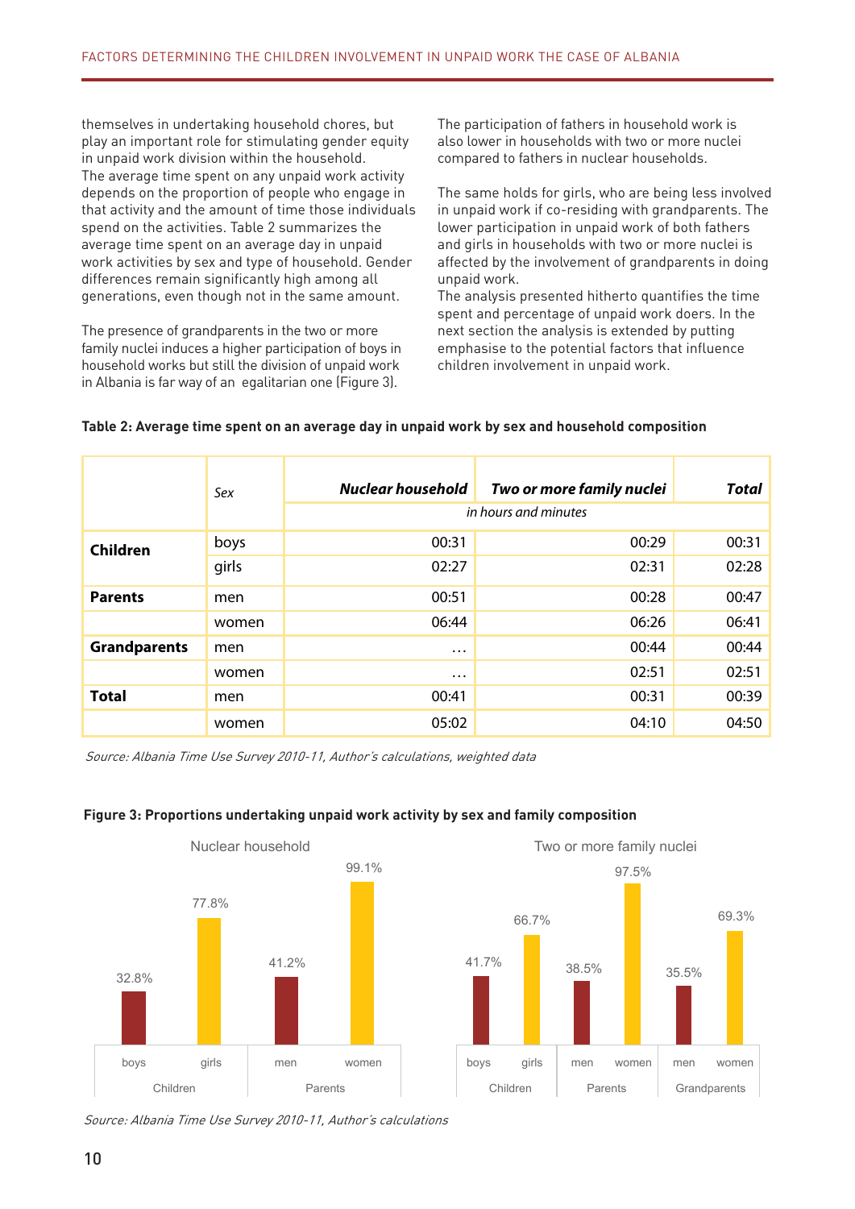themselves in undertaking household chores, but play an important role for stimulating gender equity in unpaid work division within the household.
The average time spent on any unpaid work activity depends on the proportion of people who engage in that activity and the amount of time those individuals spend on the activities. Table 2 summarizes the average time spent on an average day in unpaid work activities by sex and type of household. Gender differences remain significantly high among all generations, even though not in the same amount.

The presence of grandparents in the two or more family nuclei induces a higher participation of boys in household works but still the division of unpaid work in Albania is far way of an egalitarian one (Figure 3).

The participation of fathers in household work is also lower in households with two or more nuclei compared to fathers in nuclear households.

The same holds for girls, who are being less involved in unpaid work if co-residing with grandparents. The lower participation in unpaid work of both fathers and girls in households with two or more nuclei is affected by the involvement of grandparents in doing unpaid work.
The analysis presented hitherto quantifies the time spent and percentage of unpaid work doers. In the next section the analysis is extended by putting emphasise to the potential factors that influence children involvement in unpaid work.

**Table 2: Average time spent on an average day in unpaid work by sex and household composition**

| | *Sex* | ***Nuclear household*** | ***Two or more family nuclei*** | ***Total*** |
|---|---|---|---|---|
| | | *in hours and minutes* | | |
| **Children** | boys | 00:31 | 00:29 | 00:31 |
| | girls | 02:27 | 02:31 | 02:28 |
| **Parents** | men | 00:51 | 00:28 | 00:47 |
| | women | 06:44 | 06:26 | 06:41 |
| **Grandparents** | men | … | 00:44 | 00:44 |
| | women | … | 02:51 | 02:51 |
| **Total** | men | 00:41 | 00:31 | 00:39 |
| | women | 05:02 | 04:10 | 04:50 |

*Source: Albania Time Use Survey 2010-11, Author's calculations, weighted data*

**Figure 3: Proportions undertaking unpaid work activity by sex and family composition**

Nuclear household

| | Children | | Parents | |
|---|---|---|---|---|
| | boys | girls | men | women |
| % | 32.8% | 77.8% | 41.2% | 99.1% |

Two or more family nuclei

| | Children | | Parents | | Grandparents | |
|---|---|---|---|---|---|---|
| | boys | girls | men | women | men | women |
| % | 41.7% | 66.7% | 38.5% | 97.5% | 35.5% | 69.3% |

*Source: Albania Time Use Survey 2010-11, Author's calculations*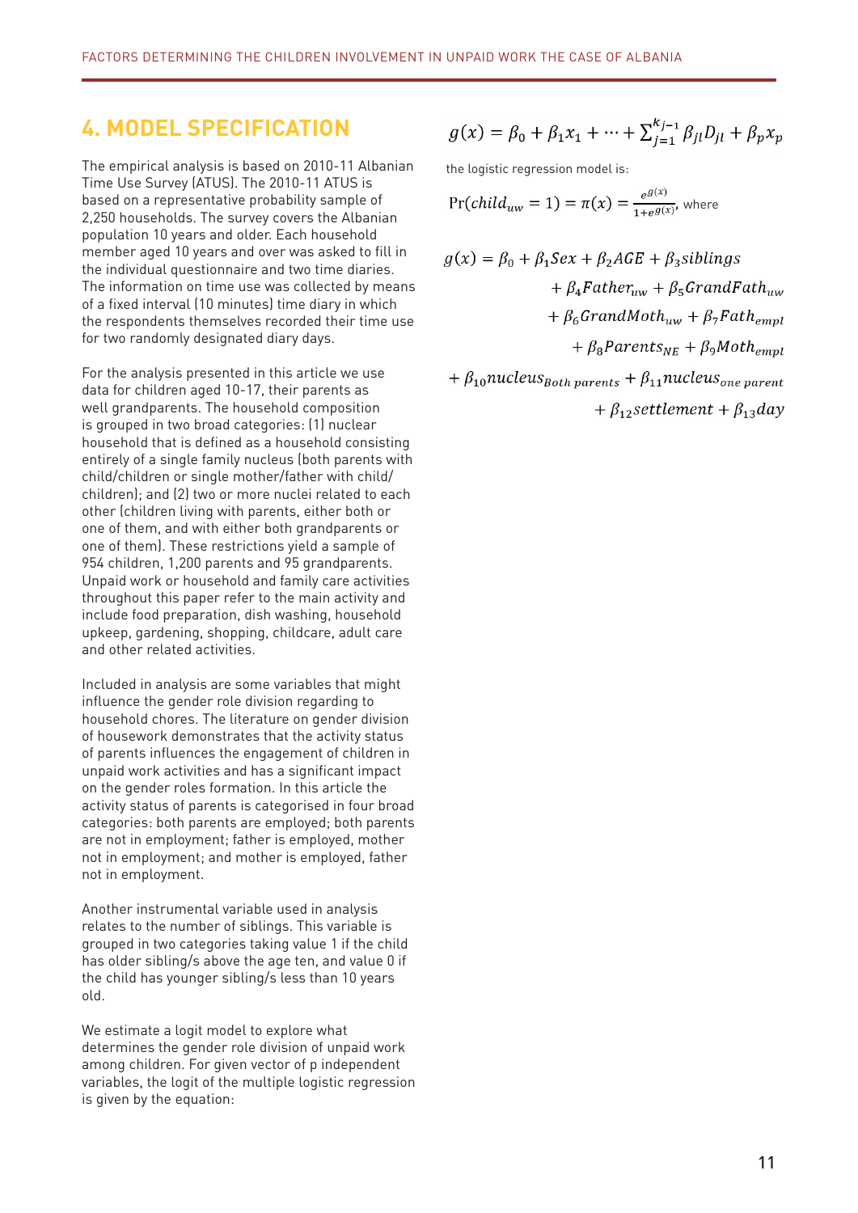## 4. MODEL SPECIFICATION

The empirical analysis is based on 2010-11 Albanian Time Use Survey (ATUS). The 2010-11 ATUS is based on a representative probability sample of 2,250 households. The survey covers the Albanian population 10 years and older. Each household member aged 10 years and over was asked to fill in the individual questionnaire and two time diaries. The information on time use was collected by means of a fixed interval (10 minutes) time diary in which the respondents themselves recorded their time use for two randomly designated diary days.

For the analysis presented in this article we use data for children aged 10-17, their parents as well grandparents. The household composition is grouped in two broad categories: (1) nuclear household that is defined as a household consisting entirely of a single family nucleus (both parents with child/children or single mother/father with child/children); and (2) two or more nuclei related to each other (children living with parents, either both or one of them, and with either both grandparents or one of them). These restrictions yield a sample of 954 children, 1,200 parents and 95 grandparents. Unpaid work or household and family care activities throughout this paper refer to the main activity and include food preparation, dish washing, household upkeep, gardening, shopping, childcare, adult care and other related activities.

Included in analysis are some variables that might influence the gender role division regarding to household chores. The literature on gender division of housework demonstrates that the activity status of parents influences the engagement of children in unpaid work activities and has a significant impact on the gender roles formation. In this article the activity status of parents is categorised in four broad categories: both parents are employed; both parents are not in employment; father is employed, mother not in employment; and mother is employed, father not in employment.

Another instrumental variable used in analysis relates to the number of siblings. This variable is grouped in two categories taking value 1 if the child has older sibling/s above the age ten, and value 0 if the child has younger sibling/s less than 10 years old.

We estimate a logit model to explore what determines the gender role division of unpaid work among children. For given vector of p independent variables, the logit of the multiple logistic regression is given by the equation:

$$g(x) = \beta_0 + \beta_1 x_1 + \cdots + \sum_{j=1}^{k_j-1} \beta_{jl} D_{jl} + \beta_p x_p$$

the logistic regression model is:

$$\Pr(child_{uw} = 1) = \pi(x) = \frac{e^{g(x)}}{1+e^{g(x)}}, \text{ where}$$

$$\begin{aligned} g(x) = \beta_0 + \beta_1 Sex + \beta_2 AGE + \beta_3 siblings \\ + \beta_4 Father_{uw} + \beta_5 GrandFath_{uw} \\ + \beta_6 GrandMoth_{uw} + \beta_7 Fath_{empl} \\ + \beta_8 Parents_{NE} + \beta_9 Moth_{empl} \\ + \beta_{10} nucleus_{Both\ parents} + \beta_{11} nucleus_{one\ parent} \\ + \beta_{12} settlement + \beta_{13} day \end{aligned}$$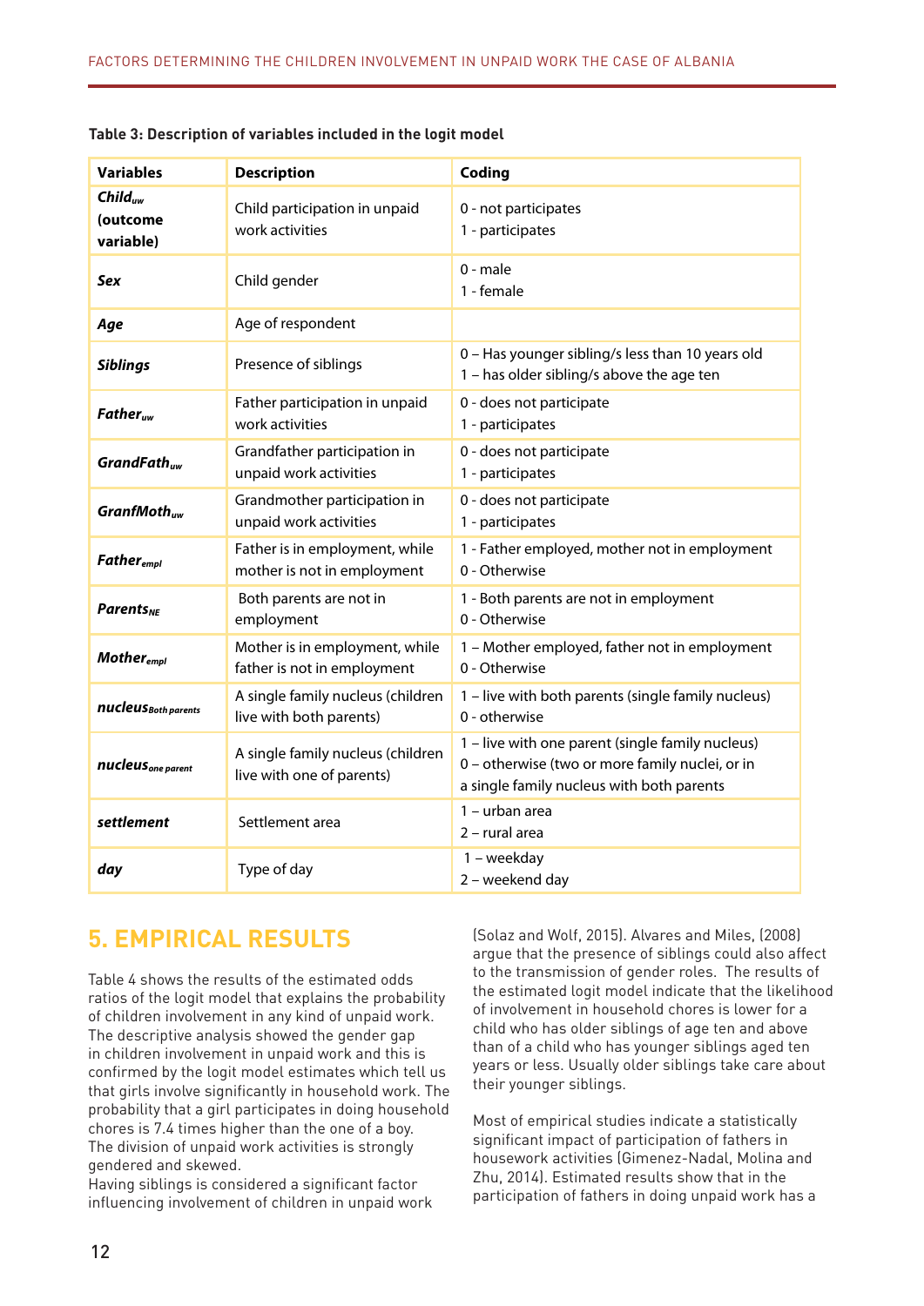**Table 3: Description of variables included in the logit model**

| Variables | Description | Coding |
|---|---|---|
| ***$Child_{uw}$* (outcome variable)** | Child participation in unpaid work activities | 0 - not participates<br>1 - participates |
| ***Sex*** | Child gender | 0 - male<br>1 - female |
| ***Age*** | Age of respondent | |
| ***Siblings*** | Presence of siblings | 0 – Has younger sibling/s less than 10 years old<br>1 – has older sibling/s above the age ten |
| ***$Father_{uw}$*** | Father participation in unpaid work activities | 0 - does not participate<br>1 - participates |
| ***$GrandFath_{uw}$*** | Grandfather participation in unpaid work activities | 0 - does not participate<br>1 - participates |
| ***$GranfMoth_{uw}$*** | Grandmother participation in unpaid work activities | 0 - does not participate<br>1 - participates |
| ***$Father_{empl}$*** | Father is in employment, while mother is not in employment | 1 - Father employed, mother not in employment<br>0 - Otherwise |
| ***$Parents_{NE}$*** | Both parents are not in employment | 1 - Both parents are not in employment<br>0 - Otherwise |
| ***$Mother_{empl}$*** | Mother is in employment, while father is not in employment | 1 – Mother employed, father not in employment<br>0 - Otherwise |
| ***$nucleus_{Both\ parents}$*** | A single family nucleus (children live with both parents) | 1 – live with both parents (single family nucleus)<br>0 - otherwise |
| ***$nucleus_{one\ parent}$*** | A single family nucleus (children live with one of parents) | 1 – live with one parent (single family nucleus)<br>0 – otherwise (two or more family nuclei, or in a single family nucleus with both parents |
| ***settlement*** | Settlement area | 1 – urban area<br>2 – rural area |
| ***day*** | Type of day | 1 – weekday<br>2 – weekend day |

## 5. EMPIRICAL RESULTS

Table 4 shows the results of the estimated odds ratios of the logit model that explains the probability of children involvement in any kind of unpaid work. The descriptive analysis showed the gender gap in children involvement in unpaid work and this is confirmed by the logit model estimates which tell us that girls involve significantly in household work. The probability that a girl participates in doing household chores is 7.4 times higher than the one of a boy. The division of unpaid work activities is strongly gendered and skewed.

Having siblings is considered a significant factor influencing involvement of children in unpaid work (Solaz and Wolf, 2015). Alvares and Miles, (2008) argue that the presence of siblings could also affect to the transmission of gender roles. The results of the estimated logit model indicate that the likelihood of involvement in household chores is lower for a child who has older siblings of age ten and above than of a child who has younger siblings aged ten years or less. Usually older siblings take care about their younger siblings.

Most of empirical studies indicate a statistically significant impact of participation of fathers in housework activities (Gimenez-Nadal, Molina and Zhu, 2014). Estimated results show that in the participation of fathers in doing unpaid work has a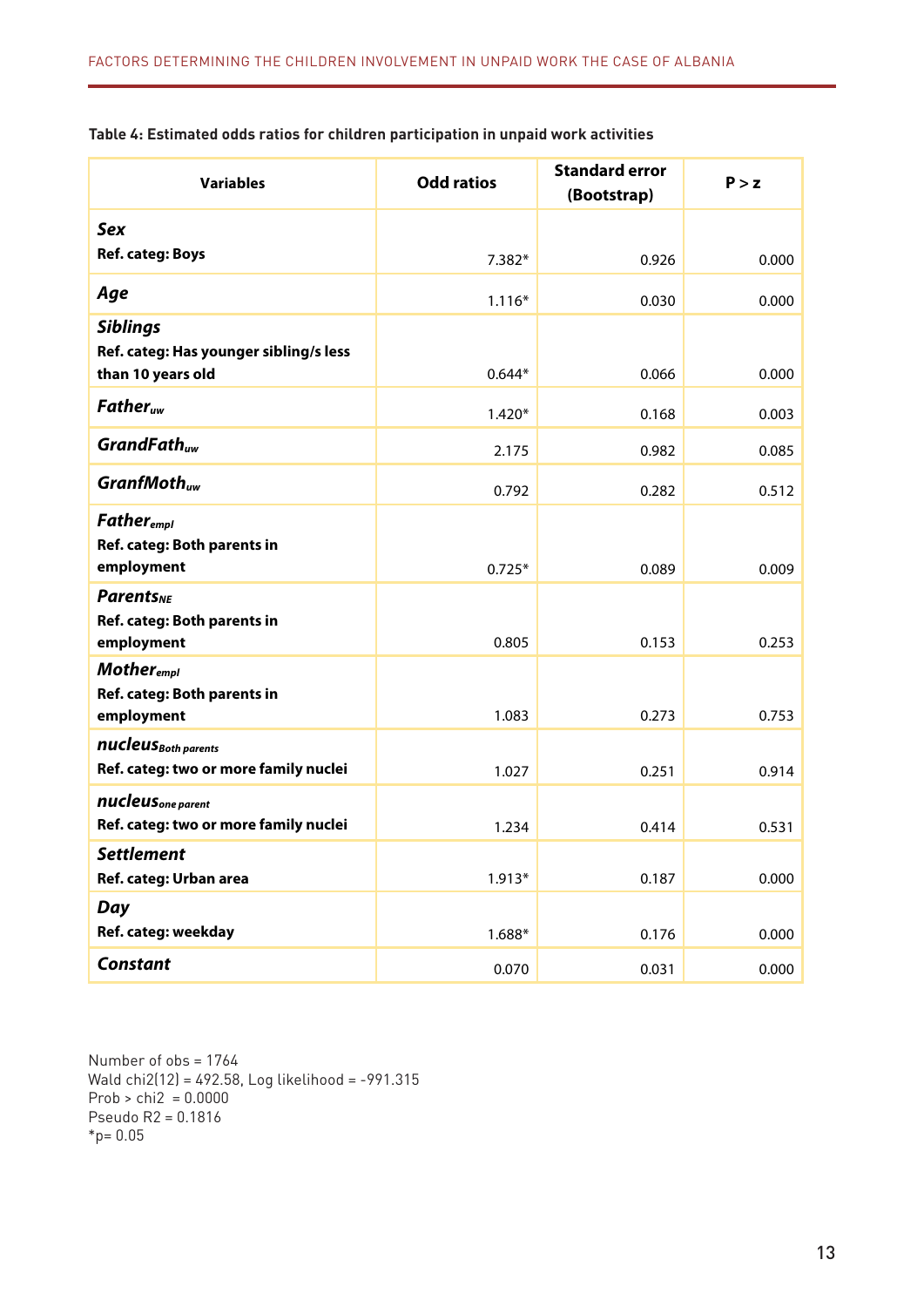**Table 4: Estimated odds ratios for children participation in unpaid work activities**

| Variables | Odd ratios | Standard error (Bootstrap) | P > z |
|---|---|---|---|
| ***Sex*** **Ref. categ: Boys** | 7.382* | 0.926 | 0.000 |
| ***Age*** | 1.116* | 0.030 | 0.000 |
| ***Siblings*** **Ref. categ: Has younger sibling/s less than 10 years old** | 0.644* | 0.066 | 0.000 |
| $Father_{uw}$ | 1.420* | 0.168 | 0.003 |
| $GrandFath_{uw}$ | 2.175 | 0.982 | 0.085 |
| $GranfMoth_{uw}$ | 0.792 | 0.282 | 0.512 |
| $Father_{empl}$ **Ref. categ: Both parents in employment** | 0.725* | 0.089 | 0.009 |
| $Parents_{NE}$ **Ref. categ: Both parents in employment** | 0.805 | 0.153 | 0.253 |
| $Mother_{empl}$ **Ref. categ: Both parents in employment** | 1.083 | 0.273 | 0.753 |
| $nucleus_{Both\ parents}$ **Ref. categ: two or more family nuclei** | 1.027 | 0.251 | 0.914 |
| $nucleus_{one\ parent}$ **Ref. categ: two or more family nuclei** | 1.234 | 0.414 | 0.531 |
| ***Settlement*** **Ref. categ: Urban area** | 1.913* | 0.187 | 0.000 |
| ***Day*** **Ref. categ: weekday** | 1.688* | 0.176 | 0.000 |
| ***Constant*** | 0.070 | 0.031 | 0.000 |

Number of obs = 1764
Wald chi2(12) = 492.58, Log likelihood = -991.315
Prob > chi2 = 0.0000
Pseudo R2 = 0.1816
*p= 0.05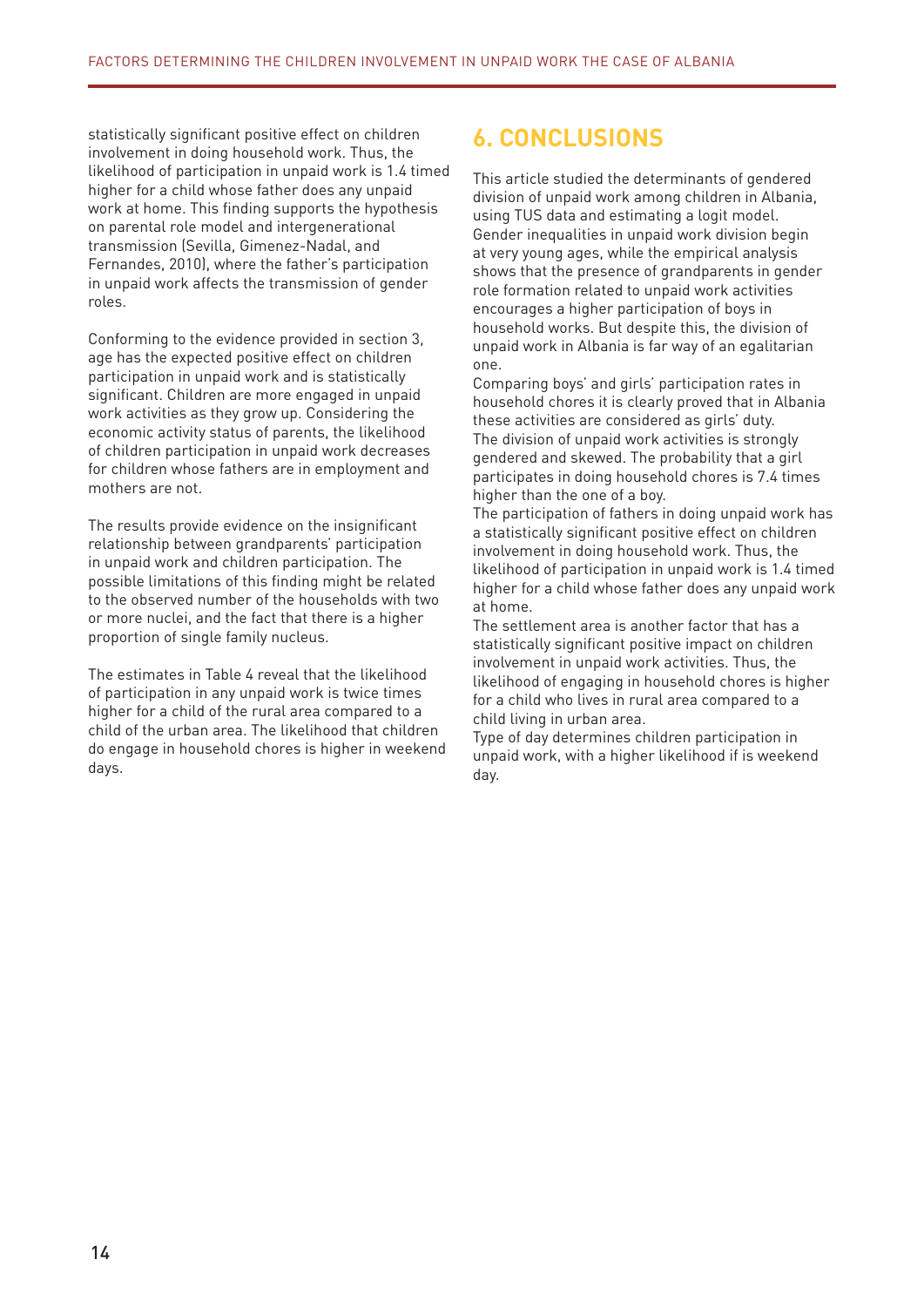statistically significant positive effect on children involvement in doing household work. Thus, the likelihood of participation in unpaid work is 1.4 timed higher for a child whose father does any unpaid work at home. This finding supports the hypothesis on parental role model and intergenerational transmission (Sevilla, Gimenez-Nadal, and Fernandes, 2010), where the father's participation in unpaid work affects the transmission of gender roles.

Conforming to the evidence provided in section 3, age has the expected positive effect on children participation in unpaid work and is statistically significant. Children are more engaged in unpaid work activities as they grow up. Considering the economic activity status of parents, the likelihood of children participation in unpaid work decreases for children whose fathers are in employment and mothers are not.

The results provide evidence on the insignificant relationship between grandparents' participation in unpaid work and children participation. The possible limitations of this finding might be related to the observed number of the households with two or more nuclei, and the fact that there is a higher proportion of single family nucleus.

The estimates in Table 4 reveal that the likelihood of participation in any unpaid work is twice times higher for a child of the rural area compared to a child of the urban area. The likelihood that children do engage in household chores is higher in weekend days.

## 6. CONCLUSIONS

This article studied the determinants of gendered division of unpaid work among children in Albania, using TUS data and estimating a logit model. Gender inequalities in unpaid work division begin at very young ages, while the empirical analysis shows that the presence of grandparents in gender role formation related to unpaid work activities encourages a higher participation of boys in household works. But despite this, the division of unpaid work in Albania is far way of an egalitarian one.

Comparing boys' and girls' participation rates in household chores it is clearly proved that in Albania these activities are considered as girls' duty.

The division of unpaid work activities is strongly gendered and skewed. The probability that a girl participates in doing household chores is 7.4 times higher than the one of a boy.

The participation of fathers in doing unpaid work has a statistically significant positive effect on children involvement in doing household work. Thus, the likelihood of participation in unpaid work is 1.4 timed higher for a child whose father does any unpaid work at home.

The settlement area is another factor that has a statistically significant positive impact on children involvement in unpaid work activities. Thus, the likelihood of engaging in household chores is higher for a child who lives in rural area compared to a child living in urban area.

Type of day determines children participation in unpaid work, with a higher likelihood if is weekend day.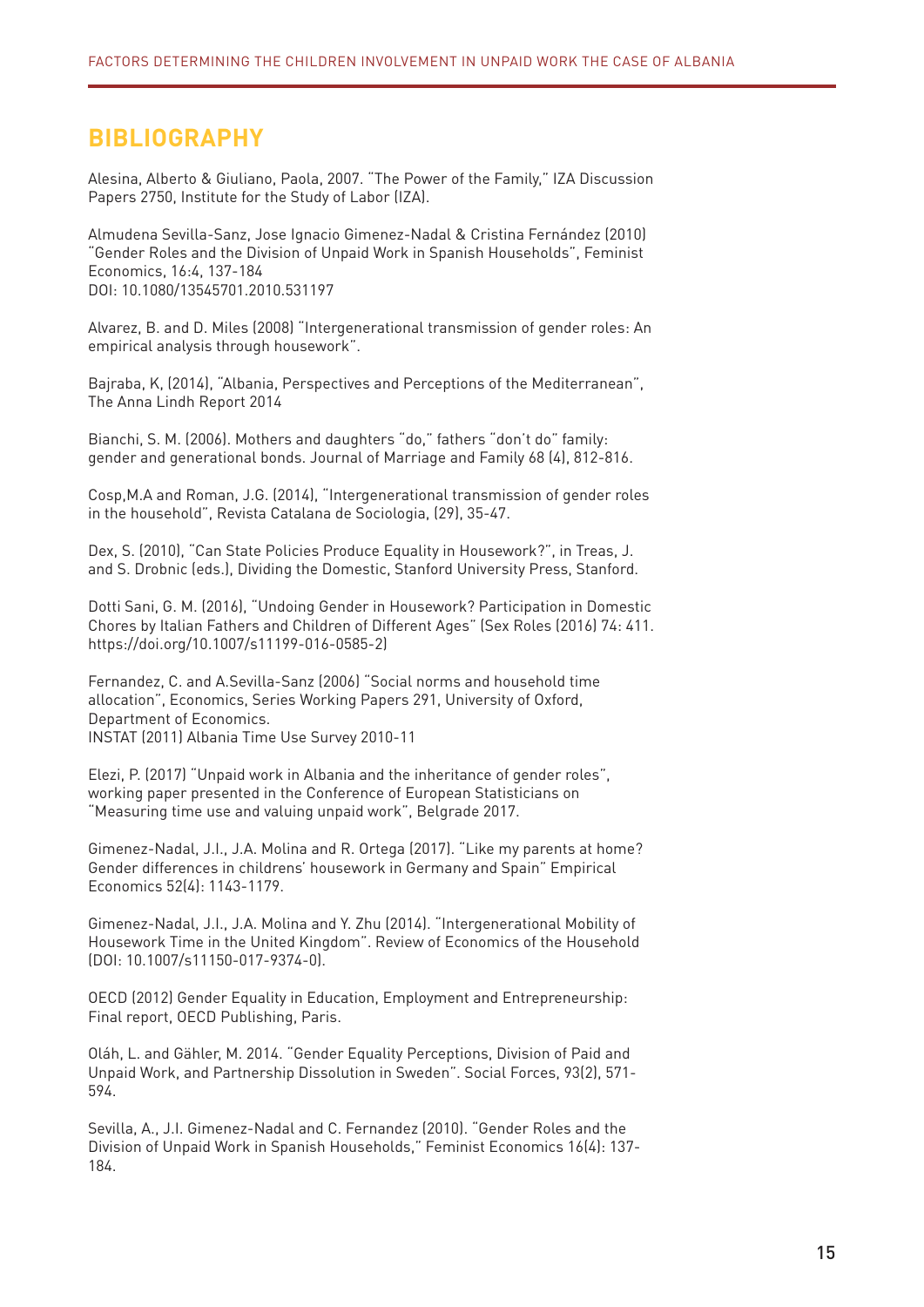## BIBLIOGRAPHY

Alesina, Alberto & Giuliano, Paola, 2007. "The Power of the Family," IZA Discussion Papers 2750, Institute for the Study of Labor (IZA).

Almudena Sevilla-Sanz, Jose Ignacio Gimenez-Nadal & Cristina Fernández (2010) "Gender Roles and the Division of Unpaid Work in Spanish Households", Feminist Economics, 16:4, 137-184
DOI: 10.1080/13545701.2010.531197

Alvarez, B. and D. Miles (2008) "Intergenerational transmission of gender roles: An empirical analysis through housework".

Bajraba, K, (2014), "Albania, Perspectives and Perceptions of the Mediterranean", The Anna Lindh Report 2014

Bianchi, S. M. (2006). Mothers and daughters "do," fathers "don't do" family: gender and generational bonds. Journal of Marriage and Family 68 (4), 812-816.

Cosp,M.A and Roman, J.G. (2014), "Intergenerational transmission of gender roles in the household", Revista Catalana de Sociologia, (29), 35-47.

Dex, S. (2010), "Can State Policies Produce Equality in Housework?", in Treas, J. and S. Drobnic (eds.), Dividing the Domestic, Stanford University Press, Stanford.

Dotti Sani, G. M. (2016), "Undoing Gender in Housework? Participation in Domestic Chores by Italian Fathers and Children of Different Ages" (Sex Roles (2016) 74: 411. https://doi.org/10.1007/s11199-016-0585-2)

Fernandez, C. and A.Sevilla-Sanz (2006) "Social norms and household time allocation", Economics, Series Working Papers 291, University of Oxford, Department of Economics.
INSTAT (2011) Albania Time Use Survey 2010-11

Elezi, P. (2017) "Unpaid work in Albania and the inheritance of gender roles", working paper presented in the Conference of European Statisticians on "Measuring time use and valuing unpaid work", Belgrade 2017.

Gimenez-Nadal, J.I., J.A. Molina and R. Ortega (2017). "Like my parents at home? Gender differences in childrens' housework in Germany and Spain" Empirical Economics 52(4): 1143-1179.

Gimenez-Nadal, J.I., J.A. Molina and Y. Zhu (2014). "Intergenerational Mobility of Housework Time in the United Kingdom". Review of Economics of the Household (DOI: 10.1007/s11150-017-9374-0).

OECD (2012) Gender Equality in Education, Employment and Entrepreneurship: Final report, OECD Publishing, Paris.

Oláh, L. and Gähler, M. 2014. "Gender Equality Perceptions, Division of Paid and Unpaid Work, and Partnership Dissolution in Sweden". Social Forces, 93(2), 571-594.

Sevilla, A., J.I. Gimenez-Nadal and C. Fernandez (2010). "Gender Roles and the Division of Unpaid Work in Spanish Households," Feminist Economics 16(4): 137-184.